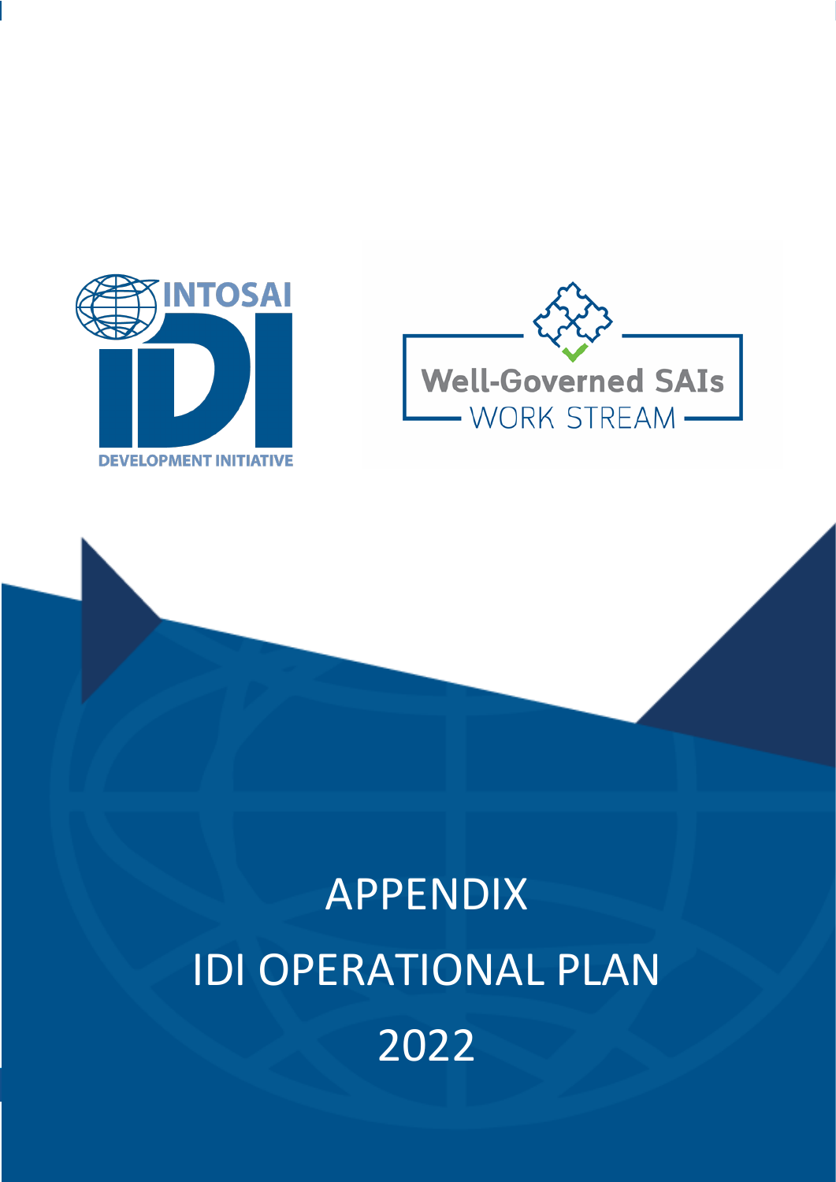INTOSAI

IDI

DEVELOPMENT INITIATIVE

Well-Governed SAIs

WORK STREAM

# APPENDIX

# IDI OPERATIONAL PLAN

# 2022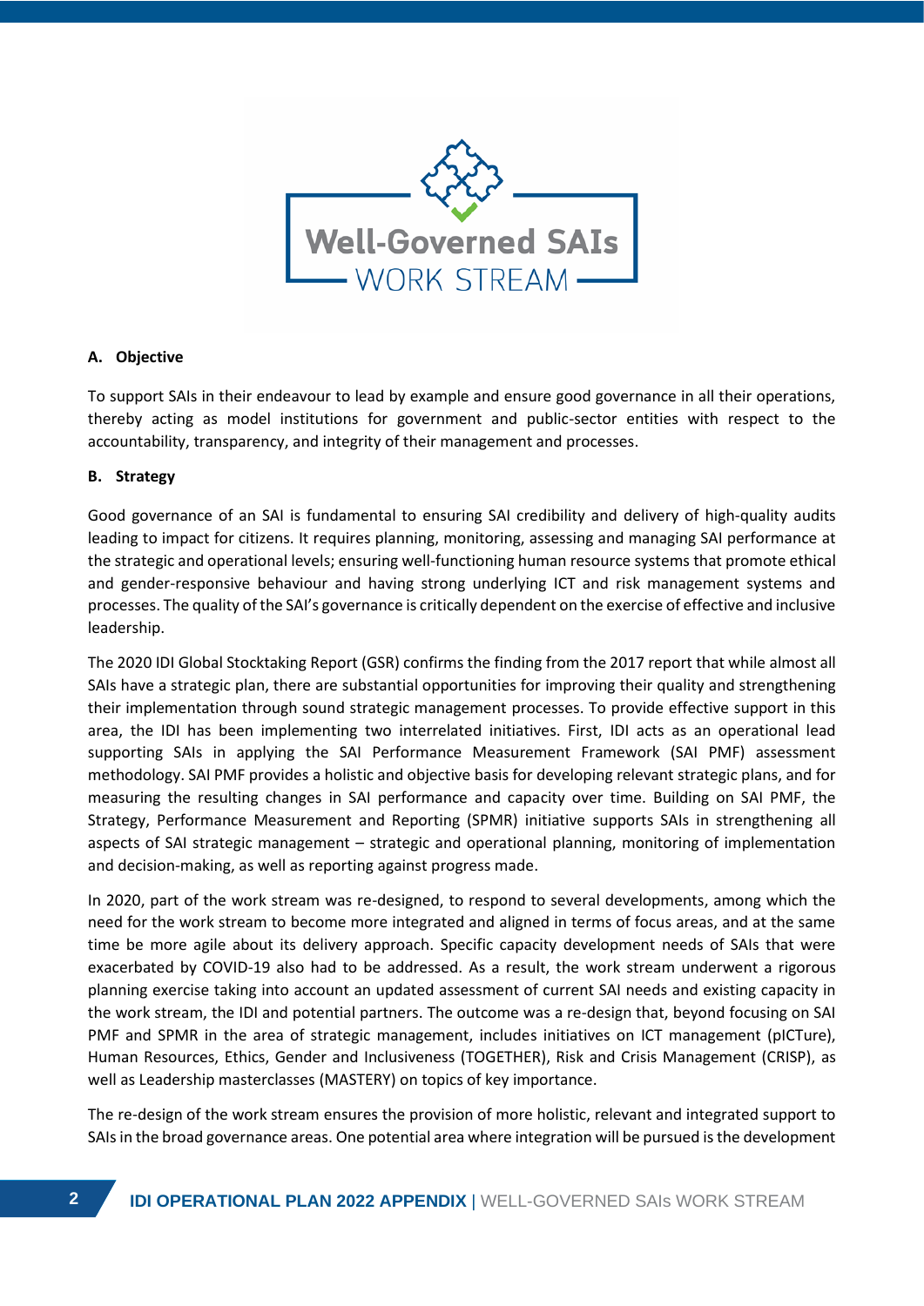# Well-Governed SAIs WORK STREAM

## A. Objective

To support SAIs in their endeavour to lead by example and ensure good governance in all their operations, thereby acting as model institutions for government and public-sector entities with respect to the accountability, transparency, and integrity of their management and processes.

## B. Strategy

Good governance of an SAI is fundamental to ensuring SAI credibility and delivery of high-quality audits leading to impact for citizens. It requires planning, monitoring, assessing and managing SAI performance at the strategic and operational levels; ensuring well-functioning human resource systems that promote ethical and gender-responsive behaviour and having strong underlying ICT and risk management systems and processes. The quality of the SAI's governance is critically dependent on the exercise of effective and inclusive leadership.

The 2020 IDI Global Stocktaking Report (GSR) confirms the finding from the 2017 report that while almost all SAIs have a strategic plan, there are substantial opportunities for improving their quality and strengthening their implementation through sound strategic management processes. To provide effective support in this area, the IDI has been implementing two interrelated initiatives. First, IDI acts as an operational lead supporting SAIs in applying the SAI Performance Measurement Framework (SAI PMF) assessment methodology. SAI PMF provides a holistic and objective basis for developing relevant strategic plans, and for measuring the resulting changes in SAI performance and capacity over time. Building on SAI PMF, the Strategy, Performance Measurement and Reporting (SPMR) initiative supports SAIs in strengthening all aspects of SAI strategic management – strategic and operational planning, monitoring of implementation and decision-making, as well as reporting against progress made.

In 2020, part of the work stream was re-designed, to respond to several developments, among which the need for the work stream to become more integrated and aligned in terms of focus areas, and at the same time be more agile about its delivery approach. Specific capacity development needs of SAIs that were exacerbated by COVID-19 also had to be addressed. As a result, the work stream underwent a rigorous planning exercise taking into account an updated assessment of current SAI needs and existing capacity in the work stream, the IDI and potential partners. The outcome was a re-design that, beyond focusing on SAI PMF and SPMR in the area of strategic management, includes initiatives on ICT management (pICTure), Human Resources, Ethics, Gender and Inclusiveness (TOGETHER), Risk and Crisis Management (CRISP), as well as Leadership masterclasses (MASTERY) on topics of key importance.

The re-design of the work stream ensures the provision of more holistic, relevant and integrated support to SAIs in the broad governance areas. One potential area where integration will be pursued is the development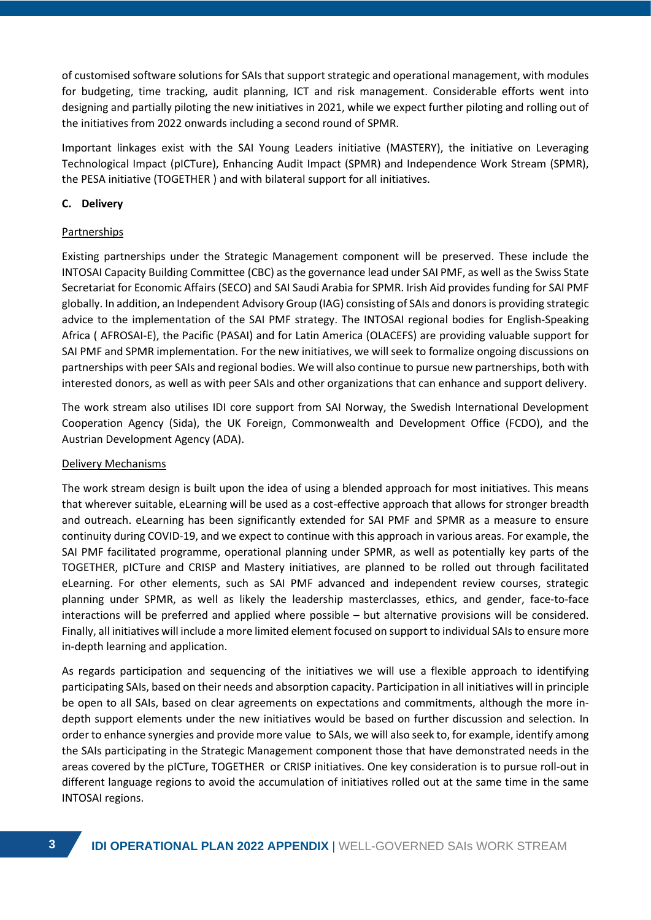of customised software solutions for SAIs that support strategic and operational management, with modules for budgeting, time tracking, audit planning, ICT and risk management. Considerable efforts went into designing and partially piloting the new initiatives in 2021, while we expect further piloting and rolling out of the initiatives from 2022 onwards including a second round of SPMR.

Important linkages exist with the SAI Young Leaders initiative (MASTERY), the initiative on Leveraging Technological Impact (pICTure), Enhancing Audit Impact (SPMR) and Independence Work Stream (SPMR), the PESA initiative (TOGETHER ) and with bilateral support for all initiatives.

**C. Delivery**

Partnerships

Existing partnerships under the Strategic Management component will be preserved. These include the INTOSAI Capacity Building Committee (CBC) as the governance lead under SAI PMF, as well as the Swiss State Secretariat for Economic Affairs (SECO) and SAI Saudi Arabia for SPMR. Irish Aid provides funding for SAI PMF globally. In addition, an Independent Advisory Group (IAG) consisting of SAIs and donors is providing strategic advice to the implementation of the SAI PMF strategy. The INTOSAI regional bodies for English-Speaking Africa ( AFROSAI-E), the Pacific (PASAI) and for Latin America (OLACEFS) are providing valuable support for SAI PMF and SPMR implementation. For the new initiatives, we will seek to formalize ongoing discussions on partnerships with peer SAIs and regional bodies. We will also continue to pursue new partnerships, both with interested donors, as well as with peer SAIs and other organizations that can enhance and support delivery.

The work stream also utilises IDI core support from SAI Norway, the Swedish International Development Cooperation Agency (Sida), the UK Foreign, Commonwealth and Development Office (FCDO), and the Austrian Development Agency (ADA).

Delivery Mechanisms

The work stream design is built upon the idea of using a blended approach for most initiatives. This means that wherever suitable, eLearning will be used as a cost-effective approach that allows for stronger breadth and outreach. eLearning has been significantly extended for SAI PMF and SPMR as a measure to ensure continuity during COVID-19, and we expect to continue with this approach in various areas. For example, the SAI PMF facilitated programme, operational planning under SPMR, as well as potentially key parts of the TOGETHER, pICTure and CRISP and Mastery initiatives, are planned to be rolled out through facilitated eLearning. For other elements, such as SAI PMF advanced and independent review courses, strategic planning under SPMR, as well as likely the leadership masterclasses, ethics, and gender, face-to-face interactions will be preferred and applied where possible – but alternative provisions will be considered. Finally, all initiatives will include a more limited element focused on support to individual SAIs to ensure more in-depth learning and application.

As regards participation and sequencing of the initiatives we will use a flexible approach to identifying participating SAIs, based on their needs and absorption capacity. Participation in all initiatives will in principle be open to all SAIs, based on clear agreements on expectations and commitments, although the more in-depth support elements under the new initiatives would be based on further discussion and selection. In order to enhance synergies and provide more value to SAIs, we will also seek to, for example, identify among the SAIs participating in the Strategic Management component those that have demonstrated needs in the areas covered by the pICTure, TOGETHER or CRISP initiatives. One key consideration is to pursue roll-out in different language regions to avoid the accumulation of initiatives rolled out at the same time in the same INTOSAI regions.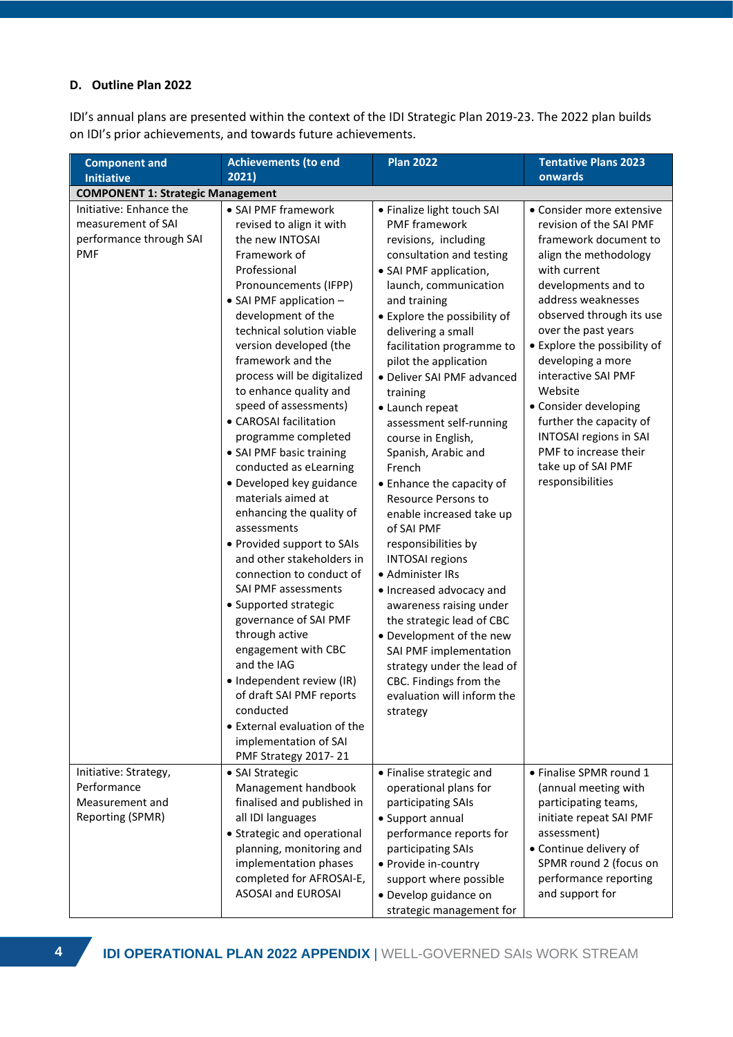### D. Outline Plan 2022

IDI's annual plans are presented within the context of the IDI Strategic Plan 2019-23. The 2022 plan builds on IDI's prior achievements, and towards future achievements.

| Component and Initiative | Achievements (to end 2021) | Plan 2022 | Tentative Plans 2023 onwards |
|---|---|---|---|
| **COMPONENT 1: Strategic Management** | | | |
| Initiative: Enhance the measurement of SAI performance through SAI PMF | • SAI PMF framework revised to align it with the new INTOSAI Framework of Professional Pronouncements (IFPP)<br>• SAI PMF application – development of the technical solution viable version developed (the framework and the process will be digitalized to enhance quality and speed of assessments)<br>• CAROSAI facilitation programme completed<br>• SAI PMF basic training conducted as eLearning<br>• Developed key guidance materials aimed at enhancing the quality of assessments<br>• Provided support to SAIs and other stakeholders in connection to conduct of SAI PMF assessments<br>• Supported strategic governance of SAI PMF through active engagement with CBC and the IAG<br>• Independent review (IR) of draft SAI PMF reports conducted<br>• External evaluation of the implementation of SAI PMF Strategy 2017- 21 | • Finalize light touch SAI PMF framework revisions, including consultation and testing<br>• SAI PMF application, launch, communication and training<br>• Explore the possibility of delivering a small facilitation programme to pilot the application<br>• Deliver SAI PMF advanced training<br>• Launch repeat assessment self-running course in English, Spanish, Arabic and French<br>• Enhance the capacity of Resource Persons to enable increased take up of SAI PMF responsibilities by INTOSAI regions<br>• Administer IRs<br>• Increased advocacy and awareness raising under the strategic lead of CBC<br>• Development of the new SAI PMF implementation strategy under the lead of CBC. Findings from the evaluation will inform the strategy | • Consider more extensive revision of the SAI PMF framework document to align the methodology with current developments and to address weaknesses observed through its use over the past years<br>• Explore the possibility of developing a more interactive SAI PMF Website<br>• Consider developing further the capacity of INTOSAI regions in SAI PMF to increase their take up of SAI PMF responsibilities |
| Initiative: Strategy, Performance Measurement and Reporting (SPMR) | • SAI Strategic Management handbook finalised and published in all IDI languages<br>• Strategic and operational planning, monitoring and implementation phases completed for AFROSAI-E, ASOSAI and EUROSAI | • Finalise strategic and operational plans for participating SAIs<br>• Support annual performance reports for participating SAIs<br>• Provide in-country support where possible<br>• Develop guidance on strategic management for | • Finalise SPMR round 1 (annual meeting with participating teams, initiate repeat SAI PMF assessment)<br>• Continue delivery of SPMR round 2 (focus on performance reporting and support for |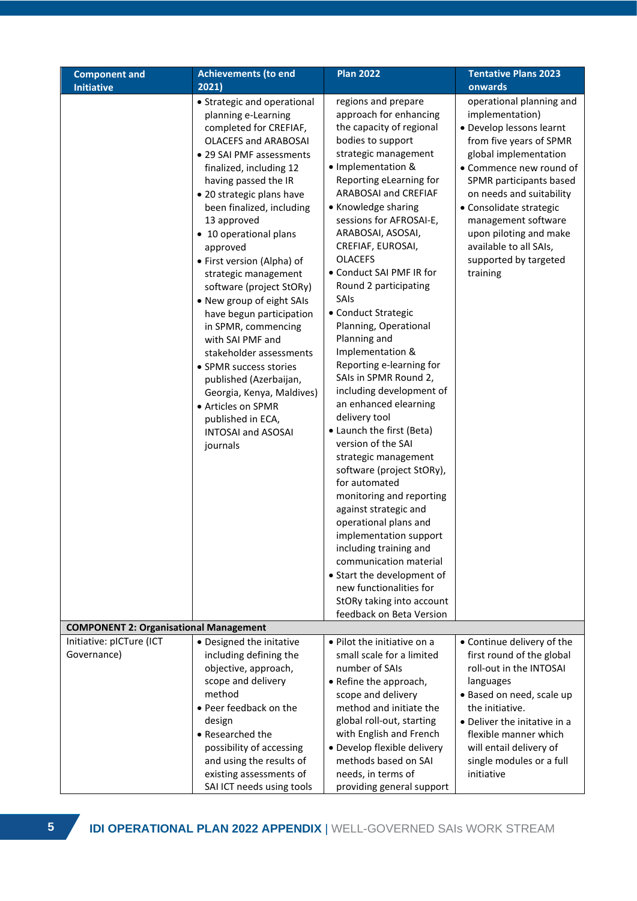| Component and Initiative | Achievements (to end 2021) | Plan 2022 | Tentative Plans 2023 onwards |
|---|---|---|---|
| | • Strategic and operational planning e-Learning completed for CREFIAF, OLACEFS and ARABOSAI<br>• 29 SAI PMF assessments finalized, including 12 having passed the IR<br>• 20 strategic plans have been finalized, including 13 approved<br>• 10 operational plans approved<br>• First version (Alpha) of strategic management software (project StORy)<br>• New group of eight SAIs have begun participation in SPMR, commencing with SAI PMF and stakeholder assessments<br>• SPMR success stories published (Azerbaijan, Georgia, Kenya, Maldives)<br>• Articles on SPMR published in ECA, INTOSAI and ASOSAI journals | regions and prepare approach for enhancing the capacity of regional bodies to support strategic management<br>• Implementation & Reporting eLearning for ARABOSAI and CREFIAF<br>• Knowledge sharing sessions for AFROSAI-E, ARABOSAI, ASOSAI, CREFIAF, EUROSAI, OLACEFS<br>• Conduct SAI PMF IR for Round 2 participating SAIs<br>• Conduct Strategic Planning, Operational Planning and Implementation & Reporting e-learning for SAIs in SPMR Round 2, including development of an enhanced elearning delivery tool<br>• Launch the first (Beta) version of the SAI strategic management software (project StORy), for automated monitoring and reporting against strategic and operational plans and implementation support including training and communication material<br>• Start the development of new functionalities for StORy taking into account feedback on Beta Version | operational planning and implementation)<br>• Develop lessons learnt from five years of SPMR global implementation<br>• Commence new round of SPMR participants based on needs and suitability<br>• Consolidate strategic management software upon piloting and make available to all SAIs, supported by targeted training |
| **COMPONENT 2: Organisational Management** | | | |
| Initiative: pICTure (ICT Governance) | • Designed the initative including defining the objective, approach, scope and delivery method<br>• Peer feedback on the design<br>• Researched the possibility of accessing and using the results of existing assessments of SAI ICT needs using tools | • Pilot the initiative on a small scale for a limited number of SAIs<br>• Refine the approach, scope and delivery method and initiate the global roll-out, starting with English and French<br>• Develop flexible delivery methods based on SAI needs, in terms of providing general support | • Continue delivery of the first round of the global roll-out in the INTOSAI languages<br>• Based on need, scale up the initiative.<br>• Deliver the initative in a flexible manner which will entail delivery of single modules or a full initiative |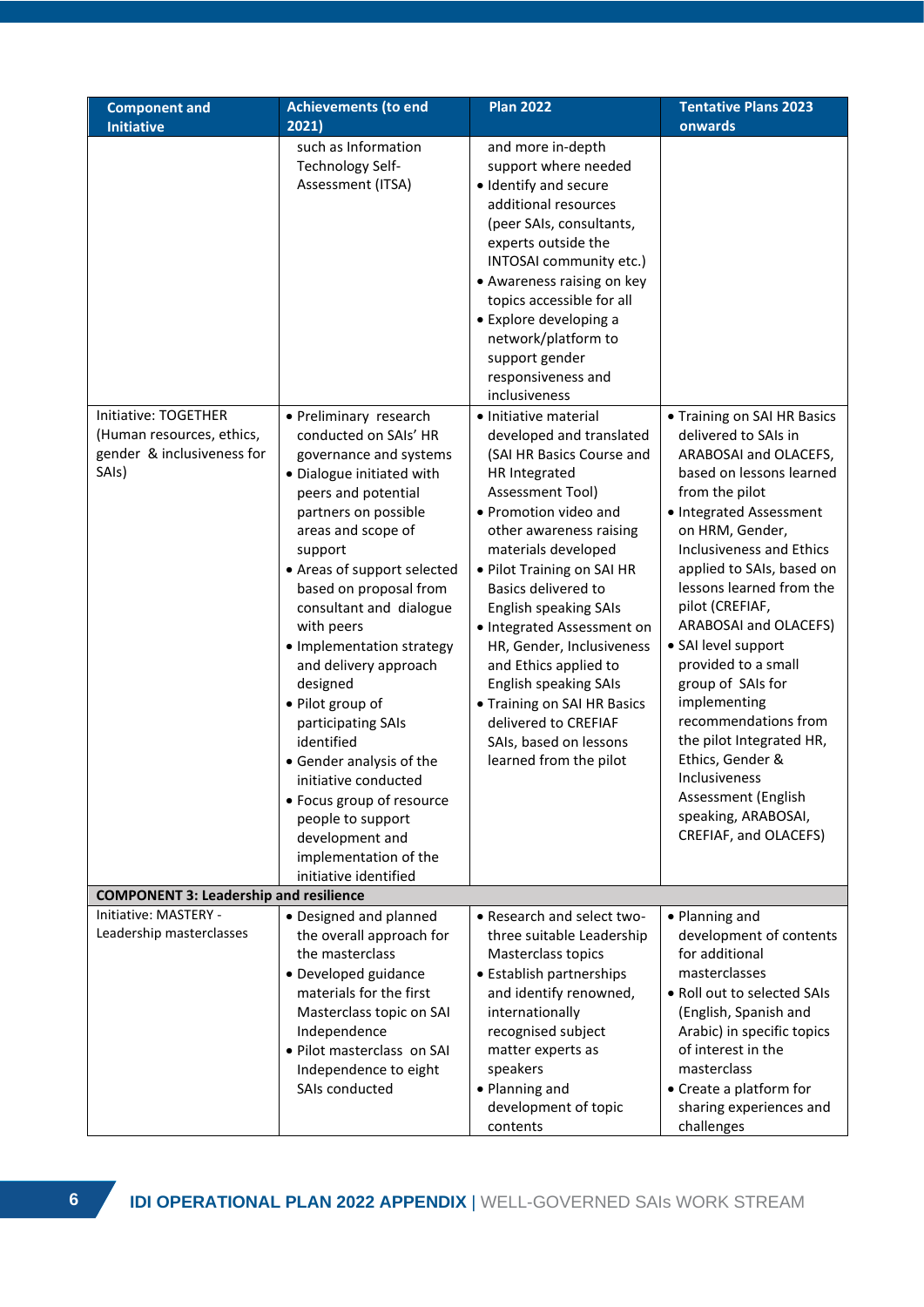| Component and Initiative | Achievements (to end 2021) | Plan 2022 | Tentative Plans 2023 onwards |
|---|---|---|---|
| | such as Information Technology Self-Assessment (ITSA) | and more in-depth support where needed<br>• Identify and secure additional resources (peer SAIs, consultants, experts outside the INTOSAI community etc.)<br>• Awareness raising on key topics accessible for all<br>• Explore developing a network/platform to support gender responsiveness and inclusiveness | |
| Initiative: TOGETHER (Human resources, ethics, gender & inclusiveness for SAIs) | • Preliminary research conducted on SAIs' HR governance and systems<br>• Dialogue initiated with peers and potential partners on possible areas and scope of support<br>• Areas of support selected based on proposal from consultant and dialogue with peers<br>• Implementation strategy and delivery approach designed<br>• Pilot group of participating SAIs identified<br>• Gender analysis of the initiative conducted<br>• Focus group of resource people to support development and implementation of the initiative identified | • Initiative material developed and translated (SAI HR Basics Course and HR Integrated Assessment Tool)<br>• Promotion video and other awareness raising materials developed<br>• Pilot Training on SAI HR Basics Delivered to English speaking SAIs<br>• Integrated Assessment on HR, Gender, Inclusiveness and Ethics applied to English speaking SAIs<br>• Training on SAI HR Basics delivered to CREFIAF SAIs, based on lessons learned from the pilot | • Training on SAI HR Basics delivered to SAIs in ARABOSAI and OLACEFS, based on lessons learned from the pilot<br>• Integrated Assessment on HRM, Gender, Inclusiveness and Ethics applied to SAIs, based on lessons learned from the pilot (CREFIAF, ARABOSAI and OLACEFS)<br>• SAI level support provided to a small group of SAIs for implementing recommendations from the pilot Integrated HR, Ethics, Gender & Inclusiveness Assessment (English speaking, ARABOSAI, CREFIAF, and OLACEFS) |
| **COMPONENT 3: Leadership and resilience** | | | |
| Initiative: MASTERY - Leadership masterclasses | • Designed and planned the overall approach for the masterclass<br>• Developed guidance materials for the first Masterclass topic on SAI Independence<br>• Pilot masterclass on SAI Independence to eight SAIs conducted | • Research and select two-three suitable Leadership Masterclass topics<br>• Establish partnerships and identify renowned, internationally recognised subject matter experts as speakers<br>• Planning and development of topic contents | • Planning and development of contents for additional masterclasses<br>• Roll out to selected SAIs (English, Spanish and Arabic) in specific topics of interest in the masterclass<br>• Create a platform for sharing experiences and challenges |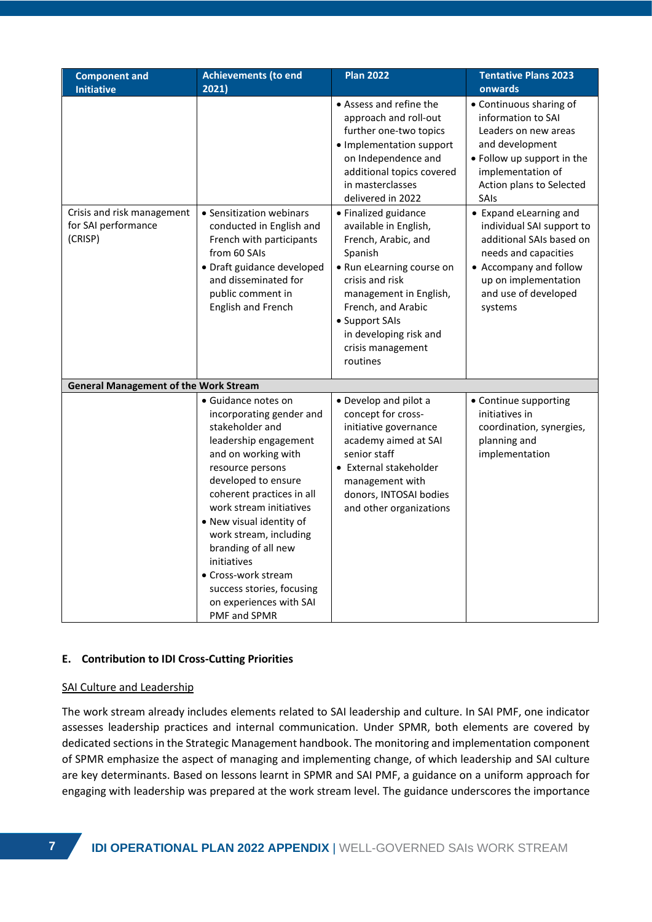| Component and Initiative | Achievements (to end 2021) | Plan 2022 | Tentative Plans 2023 onwards |
|---|---|---|---|
| | | • Assess and refine the approach and roll-out further one-two topics<br>• Implementation support on Independence and additional topics covered in masterclasses delivered in 2022 | • Continuous sharing of information to SAI Leaders on new areas and development<br>• Follow up support in the implementation of Action plans to Selected SAIs |
| Crisis and risk management for SAI performance (CRISP) | • Sensitization webinars conducted in English and French with participants from 60 SAIs<br>• Draft guidance developed and disseminated for public comment in English and French | • Finalized guidance available in English, French, Arabic, and Spanish<br>• Run eLearning course on crisis and risk management in English, French, and Arabic<br>• Support SAIs in developing risk and crisis management routines | • Expand eLearning and individual SAI support to additional SAIs based on needs and capacities<br>• Accompany and follow up on implementation and use of developed systems |
| **General Management of the Work Stream** | | | |
| | • Guidance notes on incorporating gender and stakeholder and leadership engagement and on working with resource persons developed to ensure coherent practices in all work stream initiatives<br>• New visual identity of work stream, including branding of all new initiatives<br>• Cross-work stream success stories, focusing on experiences with SAI PMF and SPMR | • Develop and pilot a concept for cross-initiative governance academy aimed at SAI senior staff<br>• External stakeholder management with donors, INTOSAI bodies and other organizations | • Continue supporting initiatives in coordination, synergies, planning and implementation |

### E. Contribution to IDI Cross-Cutting Priorities

<u>SAI Culture and Leadership</u>

The work stream already includes elements related to SAI leadership and culture. In SAI PMF, one indicator assesses leadership practices and internal communication. Under SPMR, both elements are covered by dedicated sections in the Strategic Management handbook. The monitoring and implementation component of SPMR emphasize the aspect of managing and implementing change, of which leadership and SAI culture are key determinants. Based on lessons learnt in SPMR and SAI PMF, a guidance on a uniform approach for engaging with leadership was prepared at the work stream level. The guidance underscores the importance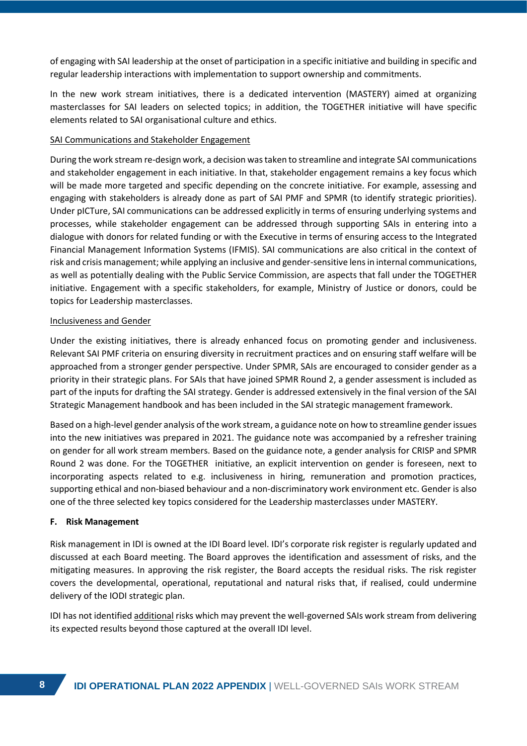of engaging with SAI leadership at the onset of participation in a specific initiative and building in specific and regular leadership interactions with implementation to support ownership and commitments.

In the new work stream initiatives, there is a dedicated intervention (MASTERY) aimed at organizing masterclasses for SAI leaders on selected topics; in addition, the TOGETHER initiative will have specific elements related to SAI organisational culture and ethics.

<u>SAI Communications and Stakeholder Engagement</u>

During the work stream re-design work, a decision was taken to streamline and integrate SAI communications and stakeholder engagement in each initiative. In that, stakeholder engagement remains a key focus which will be made more targeted and specific depending on the concrete initiative. For example, assessing and engaging with stakeholders is already done as part of SAI PMF and SPMR (to identify strategic priorities). Under pICTure, SAI communications can be addressed explicitly in terms of ensuring underlying systems and processes, while stakeholder engagement can be addressed through supporting SAIs in entering into a dialogue with donors for related funding or with the Executive in terms of ensuring access to the Integrated Financial Management Information Systems (IFMIS). SAI communications are also critical in the context of risk and crisis management; while applying an inclusive and gender-sensitive lens in internal communications, as well as potentially dealing with the Public Service Commission, are aspects that fall under the TOGETHER initiative. Engagement with a specific stakeholders, for example, Ministry of Justice or donors, could be topics for Leadership masterclasses.

<u>Inclusiveness and Gender</u>

Under the existing initiatives, there is already enhanced focus on promoting gender and inclusiveness. Relevant SAI PMF criteria on ensuring diversity in recruitment practices and on ensuring staff welfare will be approached from a stronger gender perspective. Under SPMR, SAIs are encouraged to consider gender as a priority in their strategic plans. For SAIs that have joined SPMR Round 2, a gender assessment is included as part of the inputs for drafting the SAI strategy. Gender is addressed extensively in the final version of the SAI Strategic Management handbook and has been included in the SAI strategic management framework.

Based on a high-level gender analysis of the work stream, a guidance note on how to streamline gender issues into the new initiatives was prepared in 2021. The guidance note was accompanied by a refresher training on gender for all work stream members. Based on the guidance note, a gender analysis for CRISP and SPMR Round 2 was done. For the TOGETHER initiative, an explicit intervention on gender is foreseen, next to incorporating aspects related to e.g. inclusiveness in hiring, remuneration and promotion practices, supporting ethical and non-biased behaviour and a non-discriminatory work environment etc. Gender is also one of the three selected key topics considered for the Leadership masterclasses under MASTERY.

### F. Risk Management

Risk management in IDI is owned at the IDI Board level. IDI's corporate risk register is regularly updated and discussed at each Board meeting. The Board approves the identification and assessment of risks, and the mitigating measures. In approving the risk register, the Board accepts the residual risks. The risk register covers the developmental, operational, reputational and natural risks that, if realised, could undermine delivery of the IODI strategic plan.

IDI has not identified <u>additional</u> risks which may prevent the well-governed SAIs work stream from delivering its expected results beyond those captured at the overall IDI level.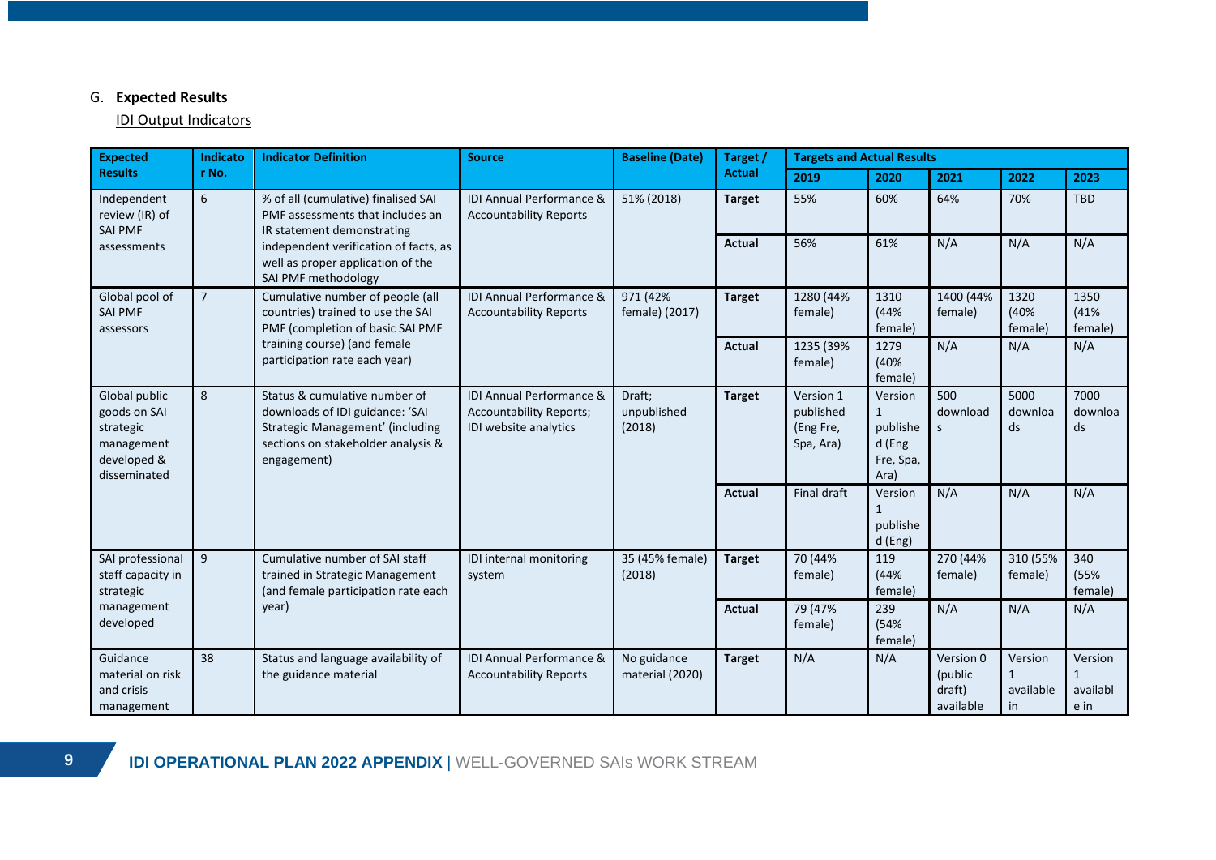G. **Expected Results**

IDI Output Indicators

| Expected Results | Indicator No. | Indicator Definition | Source | Baseline (Date) | Target / Actual | Targets and Actual Results | | | | |
|---|---|---|---|---|---|---|---|---|---|---|
| | | | | | | 2019 | 2020 | 2021 | 2022 | 2023 |
| Independent review (IR) of SAI PMF assessments | 6 | % of all (cumulative) finalised SAI PMF assessments that includes an IR statement demonstrating independent verification of facts, as well as proper application of the SAI PMF methodology | IDI Annual Performance & Accountability Reports | 51% (2018) | **Target** | 55% | 60% | 64% | 70% | TBD |
| | | | | | **Actual** | 56% | 61% | N/A | N/A | N/A |
| Global pool of SAI PMF assessors | 7 | Cumulative number of people (all countries) trained to use the SAI PMF (completion of basic SAI PMF training course) (and female participation rate each year) | IDI Annual Performance & Accountability Reports | 971 (42% female) (2017) | **Target** | 1280 (44% female) | 1310 (44% female) | 1400 (44% female) | 1320 (40% female) | 1350 (41% female) |
| | | | | | **Actual** | 1235 (39% female) | 1279 (40% female) | N/A | N/A | N/A |
| Global public goods on SAI strategic management developed & disseminated | 8 | Status & cumulative number of downloads of IDI guidance: 'SAI Strategic Management' (including sections on stakeholder analysis & engagement) | IDI Annual Performance & Accountability Reports; IDI website analytics | Draft; unpublished (2018) | **Target** | Version 1 published (Eng Fre, Spa, Ara) | Version 1 published (Eng Fre, Spa, Ara) | 500 downloads | 5000 downloads | 7000 downloads |
| | | | | | **Actual** | Final draft | Version 1 published (Eng) | N/A | N/A | N/A |
| SAI professional staff capacity in strategic management developed | 9 | Cumulative number of SAI staff trained in Strategic Management (and female participation rate each year) | IDI internal monitoring system | 35 (45% female) (2018) | **Target** | 70 (44% female) | 119 (44% female) | 270 (44% female) | 310 (55% female) | 340 (55% female) |
| | | | | | **Actual** | 79 (47% female) | 239 (54% female) | N/A | N/A | N/A |
| Guidance material on risk and crisis management | 38 | Status and language availability of the guidance material | IDI Annual Performance & Accountability Reports | No guidance material (2020) | **Target** | N/A | N/A | Version 0 (public draft) available | Version 1 available in | Version 1 available in |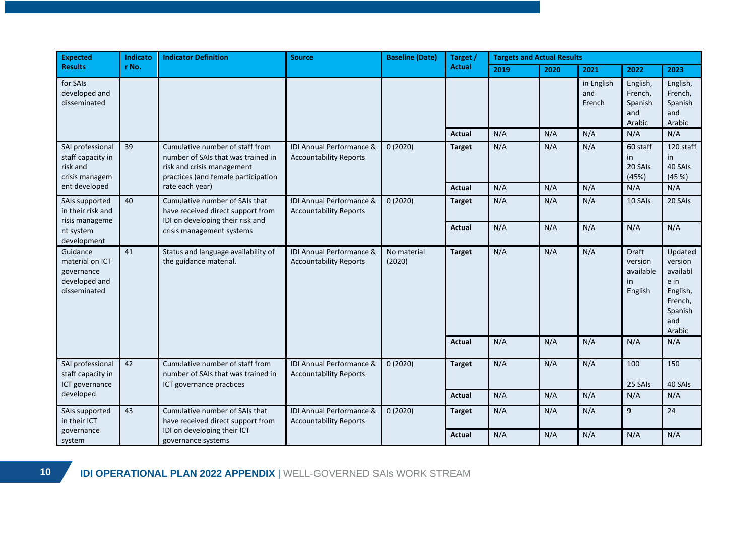| Expected Results | Indicator No. | Indicator Definition | Source | Baseline (Date) | Target / Actual | Targets and Actual Results | | | | |
|---|---|---|---|---|---|---|---|---|---|---|
| | | | | | | 2019 | 2020 | 2021 | 2022 | 2023 |
| for SAIs developed and disseminated | | | | | | | | in English and French | English, French, Spanish and Arabic | English, French, Spanish and Arabic |
| | | | | | Actual | N/A | N/A | N/A | N/A | N/A |
| SAI professional staff capacity in risk and crisis management developed | 39 | Cumulative number of staff from number of SAIs that was trained in risk and crisis management practices (and female participation rate each year) | IDI Annual Performance & Accountability Reports | 0 (2020) | Target | N/A | N/A | N/A | 60 staff in 20 SAIs (45%) | 120 staff in 40 SAIs (45 %) |
| | | | | | Actual | N/A | N/A | N/A | N/A | N/A |
| SAIs supported in their risk and risis management system development | 40 | Cumulative number of SAIs that have received direct support from IDI on developing their risk and crisis management systems | IDI Annual Performance & Accountability Reports | 0 (2020) | Target | N/A | N/A | N/A | 10 SAIs | 20 SAIs |
| | | | | | Actual | N/A | N/A | N/A | N/A | N/A |
| Guidance material on ICT governance developed and disseminated | 41 | Status and language availability of the guidance material. | IDI Annual Performance & Accountability Reports | No material (2020) | Target | N/A | N/A | N/A | Draft version available in English | Updated version available in English, French, Spanish and Arabic |
| | | | | | Actual | N/A | N/A | N/A | N/A | N/A |
| SAI professional staff capacity in ICT governance developed | 42 | Cumulative number of staff from number of SAIs that was trained in ICT governance practices | IDI Annual Performance & Accountability Reports | 0 (2020) | Target | N/A | N/A | N/A | 100 25 SAIs | 150 40 SAIs |
| | | | | | Actual | N/A | N/A | N/A | N/A | N/A |
| SAIs supported in their ICT governance system | 43 | Cumulative number of SAIs that have received direct support from IDI on developing their ICT governance systems | IDI Annual Performance & Accountability Reports | 0 (2020) | Target | N/A | N/A | N/A | 9 | 24 |
| | | | | | Actual | N/A | N/A | N/A | N/A | N/A |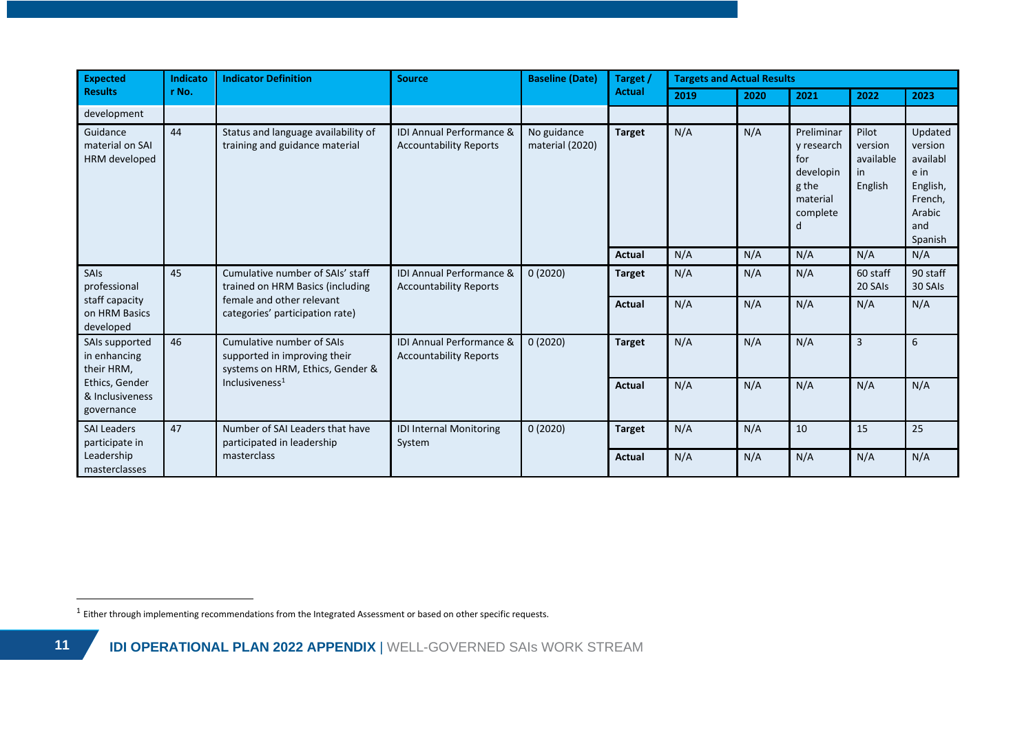| Expected Results | Indicator No. | Indicator Definition | Source | Baseline (Date) | Target / Actual | Targets and Actual Results | | | | |
|---|---|---|---|---|---|---|---|---|---|---|
| | | | | | | 2019 | 2020 | 2021 | 2022 | 2023 |
| development | | | | | | | | | | |
| Guidance material on SAI HRM developed | 44 | Status and language availability of training and guidance material | IDI Annual Performance & Accountability Reports | No guidance material (2020) | **Target** | N/A | N/A | Preliminary research for developing the material completed | Pilot version available in English | Updated version available in English, French, Arabic and Spanish |
| | | | | | **Actual** | N/A | N/A | N/A | N/A | N/A |
| SAIs professional staff capacity on HRM Basics developed | 45 | Cumulative number of SAIs' staff trained on HRM Basics (including female and other relevant categories' participation rate) | IDI Annual Performance & Accountability Reports | 0 (2020) | **Target** | N/A | N/A | N/A | 60 staff 20 SAIs | 90 staff 30 SAIs |
| | | | | | **Actual** | N/A | N/A | N/A | N/A | N/A |
| SAIs supported in enhancing their HRM, Ethics, Gender & Inclusiveness governance | 46 | Cumulative number of SAIs supported in improving their systems on HRM, Ethics, Gender & Inclusiveness[1] | IDI Annual Performance & Accountability Reports | 0 (2020) | **Target** | N/A | N/A | N/A | 3 | 6 |
| | | | | | **Actual** | N/A | N/A | N/A | N/A | N/A |
| SAI Leaders participate in Leadership masterclasses | 47 | Number of SAI Leaders that have participated in leadership masterclass | IDI Internal Monitoring System | 0 (2020) | **Target** | N/A | N/A | 10 | 15 | 25 |
| | | | | | **Actual** | N/A | N/A | N/A | N/A | N/A |

[1] Either through implementing recommendations from the Integrated Assessment or based on other specific requests.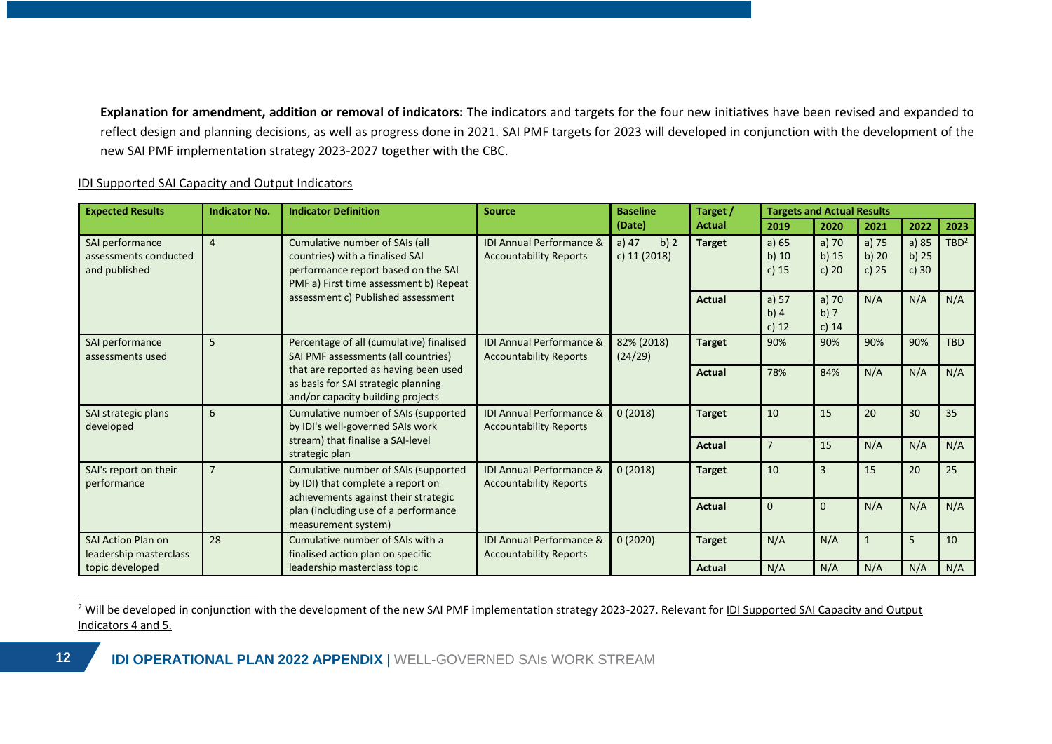**Explanation for amendment, addition or removal of indicators:** The indicators and targets for the four new initiatives have been revised and expanded to reflect design and planning decisions, as well as progress done in 2021. SAI PMF targets for 2023 will developed in conjunction with the development of the new SAI PMF implementation strategy 2023-2027 together with the CBC.

IDI Supported SAI Capacity and Output Indicators

| Expected Results | Indicator No. | Indicator Definition | Source | Baseline (Date) | Target / Actual | Targets and Actual Results | | | | |
|---|---|---|---|---|---|---|---|---|---|---|
| | | | | | | 2019 | 2020 | 2021 | 2022 | 2023 |
| SAI performance assessments conducted and published | 4 | Cumulative number of SAIs (all countries) with a finalised SAI performance report based on the SAI PMF a) First time assessment b) Repeat assessment c) Published assessment | IDI Annual Performance & Accountability Reports | a) 47 b) 2 c) 11 (2018) | **Target** | a) 65 b) 10 c) 15 | a) 70 b) 15 c) 20 | a) 75 b) 20 c) 25 | a) 85 b) 25 c) 30 | TBD[2] |
| | | | | | **Actual** | a) 57 b) 4 c) 12 | a) 70 b) 7 c) 14 | N/A | N/A | N/A |
| SAI performance assessments used | 5 | Percentage of all (cumulative) finalised SAI PMF assessments (all countries) that are reported as having been used as basis for SAI strategic planning and/or capacity building projects | IDI Annual Performance & Accountability Reports | 82% (2018) (24/29) | **Target** | 90% | 90% | 90% | 90% | TBD |
| | | | | | **Actual** | 78% | 84% | N/A | N/A | N/A |
| SAI strategic plans developed | 6 | Cumulative number of SAIs (supported by IDI's well-governed SAIs work stream) that finalise a SAI-level strategic plan | IDI Annual Performance & Accountability Reports | 0 (2018) | **Target** | 10 | 15 | 20 | 30 | 35 |
| | | | | | **Actual** | 7 | 15 | N/A | N/A | N/A |
| SAI's report on their performance | 7 | Cumulative number of SAIs (supported by IDI) that complete a report on achievements against their strategic plan (including use of a performance measurement system) | IDI Annual Performance & Accountability Reports | 0 (2018) | **Target** | 10 | 3 | 15 | 20 | 25 |
| | | | | | **Actual** | 0 | 0 | N/A | N/A | N/A |
| SAI Action Plan on leadership masterclass topic developed | 28 | Cumulative number of SAIs with a finalised action plan on specific leadership masterclass topic | IDI Annual Performance & Accountability Reports | 0 (2020) | **Target** | N/A | N/A | 1 | 5 | 10 |
| | | | | | **Actual** | N/A | N/A | N/A | N/A | N/A |

[2] Will be developed in conjunction with the development of the new SAI PMF implementation strategy 2023-2027. Relevant for IDI Supported SAI Capacity and Output Indicators 4 and 5.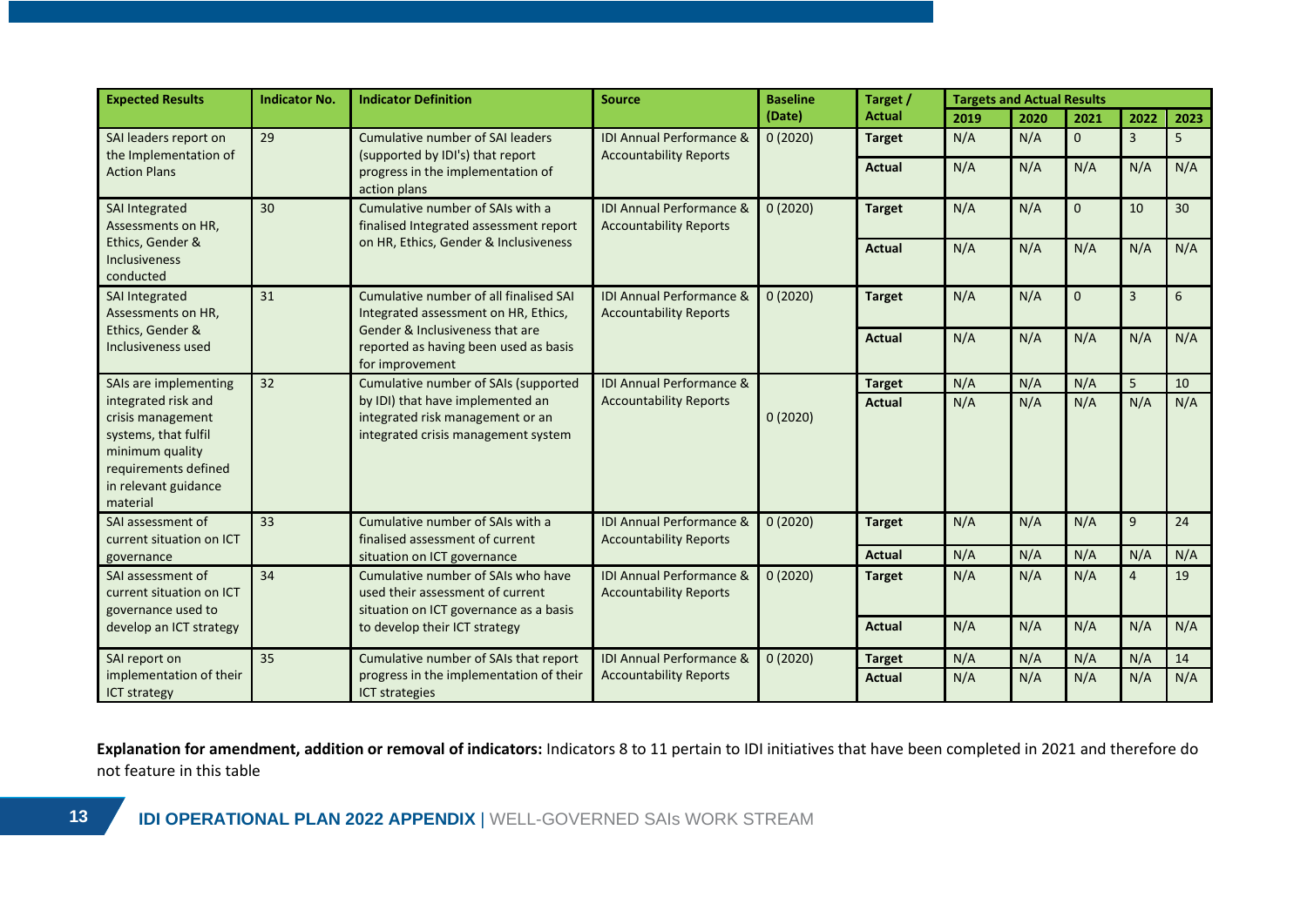| Expected Results | Indicator No. | Indicator Definition | Source | Baseline (Date) | Target / Actual | Targets and Actual Results | | | | |
|---|---|---|---|---|---|---|---|---|---|---|
| | | | | | | 2019 | 2020 | 2021 | 2022 | 2023 |
| SAI leaders report on the Implementation of Action Plans | 29 | Cumulative number of SAI leaders (supported by IDI's) that report progress in the implementation of action plans | IDI Annual Performance & Accountability Reports | 0 (2020) | **Target** | N/A | N/A | 0 | 3 | 5 |
| | | | | | **Actual** | N/A | N/A | N/A | N/A | N/A |
| SAI Integrated Assessments on HR, Ethics, Gender & Inclusiveness conducted | 30 | Cumulative number of SAIs with a finalised Integrated assessment report on HR, Ethics, Gender & Inclusiveness | IDI Annual Performance & Accountability Reports | 0 (2020) | **Target** | N/A | N/A | 0 | 10 | 30 |
| | | | | | **Actual** | N/A | N/A | N/A | N/A | N/A |
| SAI Integrated Assessments on HR, Ethics, Gender & Inclusiveness used | 31 | Cumulative number of all finalised SAI Integrated assessment on HR, Ethics, Gender & Inclusiveness that are reported as having been used as basis for improvement | IDI Annual Performance & Accountability Reports | 0 (2020) | **Target** | N/A | N/A | 0 | 3 | 6 |
| | | | | | **Actual** | N/A | N/A | N/A | N/A | N/A |
| SAIs are implementing integrated risk and crisis management systems, that fulfil minimum quality requirements defined in relevant guidance material | 32 | Cumulative number of SAIs (supported by IDI) that have implemented an integrated risk management or an integrated crisis management system | IDI Annual Performance & Accountability Reports | 0 (2020) | **Target** | N/A | N/A | N/A | 5 | 10 |
| | | | | | **Actual** | N/A | N/A | N/A | N/A | N/A |
| SAI assessment of current situation on ICT governance | 33 | Cumulative number of SAIs with a finalised assessment of current situation on ICT governance | IDI Annual Performance & Accountability Reports | 0 (2020) | **Target** | N/A | N/A | N/A | 9 | 24 |
| | | | | | **Actual** | N/A | N/A | N/A | N/A | N/A |
| SAI assessment of current situation on ICT governance used to develop an ICT strategy | 34 | Cumulative number of SAIs who have used their assessment of current situation on ICT governance as a basis to develop their ICT strategy | IDI Annual Performance & Accountability Reports | 0 (2020) | **Target** | N/A | N/A | N/A | 4 | 19 |
| | | | | | **Actual** | N/A | N/A | N/A | N/A | N/A |
| SAI report on implementation of their ICT strategy | 35 | Cumulative number of SAIs that report progress in the implementation of their ICT strategies | IDI Annual Performance & Accountability Reports | 0 (2020) | **Target** | N/A | N/A | N/A | N/A | 14 |
| | | | | | **Actual** | N/A | N/A | N/A | N/A | N/A |

**Explanation for amendment, addition or removal of indicators:** Indicators 8 to 11 pertain to IDI initiatives that have been completed in 2021 and therefore do not feature in this table